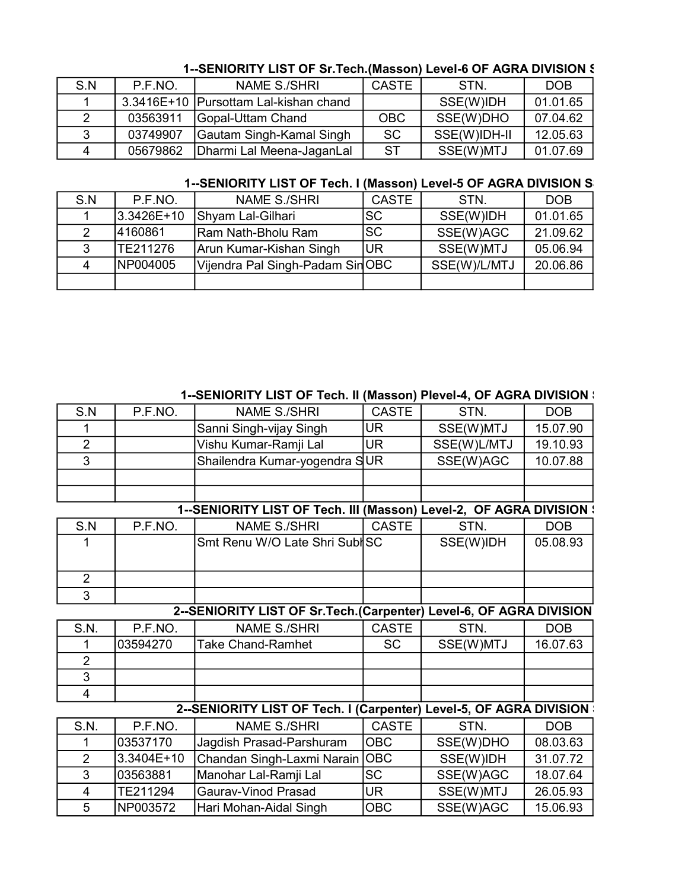### 1--SENIORITY LIST OF Sr.Tech.(Masson) Level-6 OF AGRA DIVISION S

| S.N | P.F.NO. | NAME S./SHRI | CASTE | STN. | DOB |
|---|---|---|---|---|---|
| 1 | 3.3416E+10 | Pursottam Lal-kishan chand | | SSE(W)IDH | 01.01.65 |
| 2 | 03563911 | Gopal-Uttam Chand | OBC | SSE(W)DHO | 07.04.62 |
| 3 | 03749907 | Gautam Singh-Kamal Singh | SC | SSE(W)IDH-II | 12.05.63 |
| 4 | 05679862 | Dharmi Lal Meena-JaganLal | ST | SSE(W)MTJ | 01.07.69 |

### 1--SENIORITY LIST OF Tech. I (Masson) Level-5 OF AGRA DIVISION S

| S.N | P.F.NO. | NAME S./SHRI | CASTE | STN. | DOB |
|---|---|---|---|---|---|
| 1 | 3.3426E+10 | Shyam Lal-Gilhari | SC | SSE(W)IDH | 01.01.65 |
| 2 | 4160861 | Ram Nath-Bholu Ram | SC | SSE(W)AGC | 21.09.62 |
| 3 | TE211276 | Arun Kumar-Kishan Singh | UR | SSE(W)MTJ | 05.06.94 |
| 4 | NP004005 | Vijendra Pal Singh-Padam Sin | OBC | SSE(W)/L/MTJ | 20.06.86 |
| | | | | | |

### 1--SENIORITY LIST OF Tech. II (Masson) Plevel-4, OF AGRA DIVISION

| S.N | P.F.NO. | NAME S./SHRI | CASTE | STN. | DOB |
|---|---|---|---|---|---|
| 1 | | Sanni Singh-vijay Singh | UR | SSE(W)MTJ | 15.07.90 |
| 2 | | Vishu Kumar-Ramji Lal | UR | SSE(W)L/MTJ | 19.10.93 |
| 3 | | Shailendra Kumar-yogendra S | UR | SSE(W)AGC | 10.07.88 |
| | | | | | |
| | | | | | |

### 1--SENIORITY LIST OF Tech. III (Masson) Level-2, OF AGRA DIVISION

| S.N | P.F.NO. | NAME S./SHRI | CASTE | STN. | DOB |
|---|---|---|---|---|---|
| 1 | | Smt Renu W/O Late Shri Subh | SC | SSE(W)IDH | 05.08.93 |
| 2 | | | | | |
| 3 | | | | | |

### 2--SENIORITY LIST OF Sr.Tech.(Carpenter) Level-6, OF AGRA DIVISION

| S.N. | P.F.NO. | NAME S./SHRI | CASTE | STN. | DOB |
|---|---|---|---|---|---|
| 1 | 03594270 | Take Chand-Ramhet | SC | SSE(W)MTJ | 16.07.63 |
| 2 | | | | | |
| 3 | | | | | |
| 4 | | | | | |

### 2--SENIORITY LIST OF Tech. I (Carpenter) Level-5, OF AGRA DIVISION

| S.N. | P.F.NO. | NAME S./SHRI | CASTE | STN. | DOB |
|---|---|---|---|---|---|
| 1 | 03537170 | Jagdish Prasad-Parshuram | OBC | SSE(W)DHO | 08.03.63 |
| 2 | 3.3404E+10 | Chandan Singh-Laxmi Narain | OBC | SSE(W)IDH | 31.07.72 |
| 3 | 03563881 | Manohar Lal-Ramji Lal | SC | SSE(W)AGC | 18.07.64 |
| 4 | TE211294 | Gaurav-Vinod Prasad | UR | SSE(W)MTJ | 26.05.93 |
| 5 | NP003572 | Hari Mohan-Aidal Singh | OBC | SSE(W)AGC | 15.06.93 |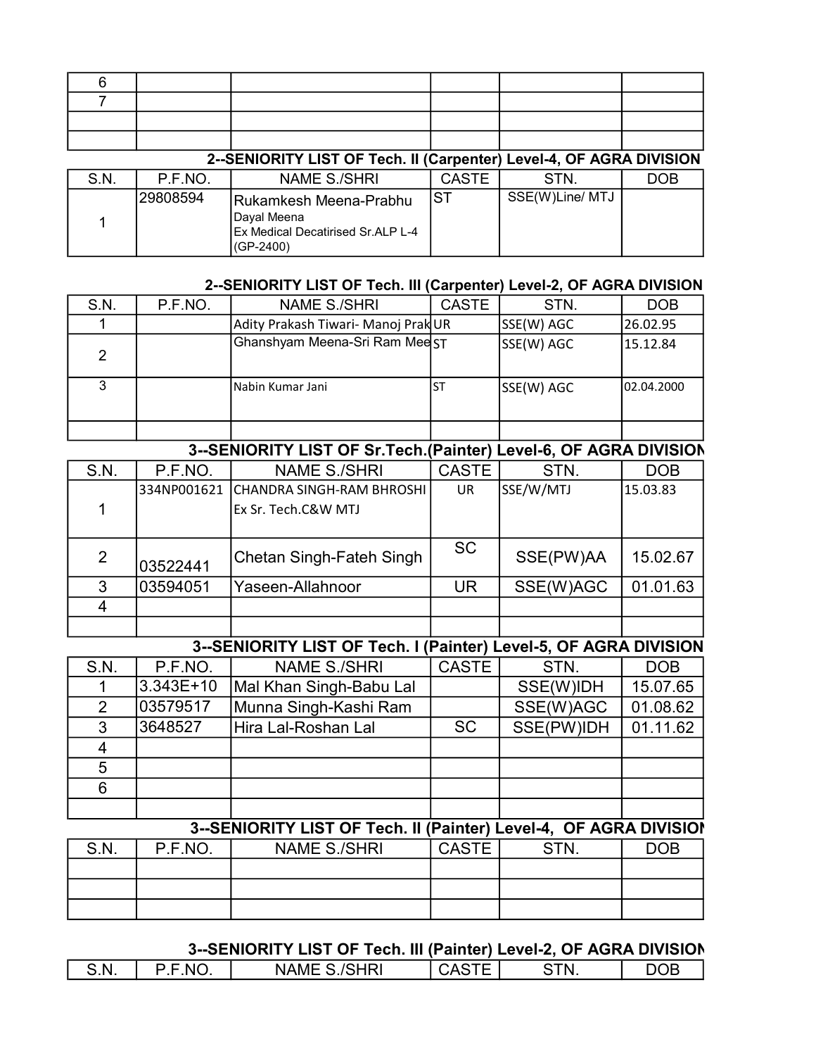| | | | | | |
|---|---|---|---|---|---|
| 6 | | | | | |
| 7 | | | | | |
| | | | | | |
| | | | | | |

**2--SENIORITY LIST OF Tech. II (Carpenter) Level-4, OF AGRA DIVISION**

| S.N. | P.F.NO. | NAME S./SHRI | CASTE | STN. | DOB |
|---|---|---|---|---|---|
| 1 | 29808594 | Rukamkesh Meena-Prabhu Dayal Meena Ex Medical Decatirised Sr.ALP L-4 (GP-2400) | ST | SSE(W)Line/ MTJ | |

**2--SENIORITY LIST OF Tech. III (Carpenter) Level-2, OF AGRA DIVISION**

| S.N. | P.F.NO. | NAME S./SHRI | CASTE | STN. | DOB |
|---|---|---|---|---|---|
| 1 | | Adity Prakash Tiwari- Manoj Prak | UR | SSE(W) AGC | 26.02.95 |
| 2 | | Ghanshyam Meena-Sri Ram Mee | ST | SSE(W) AGC | 15.12.84 |
| 3 | | Nabin Kumar Jani | ST | SSE(W) AGC | 02.04.2000 |
| | | | | | |

**3--SENIORITY LIST OF Sr.Tech.(Painter) Level-6, OF AGRA DIVISION**

| S.N. | P.F.NO. | NAME S./SHRI | CASTE | STN. | DOB |
|---|---|---|---|---|---|
| 1 | 334NP001621 | CHANDRA SINGH-RAM BHROSHI Ex Sr. Tech.C&W MTJ | UR | SSE/W/MTJ | 15.03.83 |
| 2 | 03522441 | Chetan Singh-Fateh Singh | SC | SSE(PW)AA | 15.02.67 |
| 3 | 03594051 | Yaseen-Allahnoor | UR | SSE(W)AGC | 01.01.63 |
| 4 | | | | | |
| | | | | | |

**3--SENIORITY LIST OF Tech. I (Painter) Level-5, OF AGRA DIVISION**

| S.N. | P.F.NO. | NAME S./SHRI | CASTE | STN. | DOB |
|---|---|---|---|---|---|
| 1 | 3.343E+10 | Mal Khan Singh-Babu Lal | | SSE(W)IDH | 15.07.65 |
| 2 | 03579517 | Munna Singh-Kashi Ram | | SSE(W)AGC | 01.08.62 |
| 3 | 3648527 | Hira Lal-Roshan Lal | SC | SSE(PW)IDH | 01.11.62 |
| 4 | | | | | |
| 5 | | | | | |
| 6 | | | | | |
| | | | | | |

**3--SENIORITY LIST OF Tech. II (Painter) Level-4, OF AGRA DIVISION**

| S.N. | P.F.NO. | NAME S./SHRI | CASTE | STN. | DOB |
|---|---|---|---|---|---|
| | | | | | |
| | | | | | |
| | | | | | |

**3--SENIORITY LIST OF Tech. III (Painter) Level-2, OF AGRA DIVISION**

| S.N. | P.F.NO. | NAME S./SHRI | CASTE | STN. | DOB |
|---|---|---|---|---|---|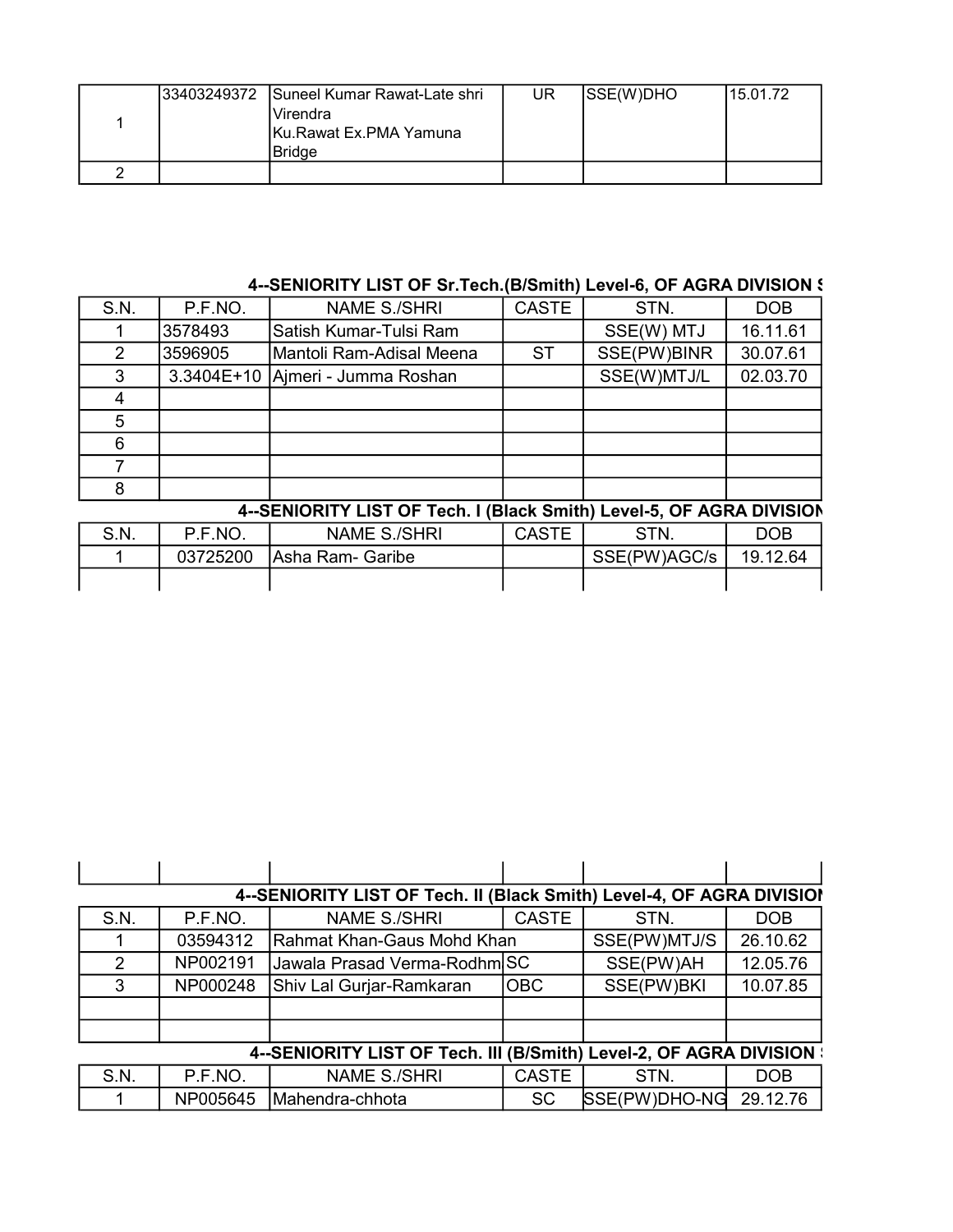| | | | | | |
|---|---|---|---|---|---|
| 1 | 33403249372 | Suneel Kumar Rawat-Late shri Virendra Ku.Rawat Ex.PMA Yamuna Bridge | UR | SSE(W)DHO | 15.01.72 |
| 2 | | | | | |

### 4--SENIORITY LIST OF Sr.Tech.(B/Smith) Level-6, OF AGRA DIVISION S

| S.N. | P.F.NO. | NAME S./SHRI | CASTE | STN. | DOB |
|---|---|---|---|---|---|
| 1 | 3578493 | Satish Kumar-Tulsi Ram | | SSE(W) MTJ | 16.11.61 |
| 2 | 3596905 | Mantoli Ram-Adisal Meena | ST | SSE(PW)BINR | 30.07.61 |
| 3 | 3.3404E+10 | Ajmeri - Jumma Roshan | | SSE(W)MTJ/L | 02.03.70 |
| 4 | | | | | |
| 5 | | | | | |
| 6 | | | | | |
| 7 | | | | | |
| 8 | | | | | |

### 4--SENIORITY LIST OF Tech. I (Black Smith) Level-5, OF AGRA DIVISION

| S.N. | P.F.NO. | NAME S./SHRI | CASTE | STN. | DOB |
|---|---|---|---|---|---|
| 1 | 03725200 | Asha Ram- Garibe | | SSE(PW)AGC/s | 19.12.64 |
| | | | | | |

### 4--SENIORITY LIST OF Tech. II (Black Smith) Level-4, OF AGRA DIVISION

| S.N. | P.F.NO. | NAME S./SHRI | CASTE | STN. | DOB |
|---|---|---|---|---|---|
| 1 | 03594312 | Rahmat Khan-Gaus Mohd Khan | | SSE(PW)MTJ/S | 26.10.62 |
| 2 | NP002191 | Jawala Prasad Verma-Rodhm | SC | SSE(PW)AH | 12.05.76 |
| 3 | NP000248 | Shiv Lal Gurjar-Ramkaran | OBC | SSE(PW)BKI | 10.07.85 |
| | | | | | |
| | | | | | |

### 4--SENIORITY LIST OF Tech. III (B/Smith) Level-2, OF AGRA DIVISION S

| S.N. | P.F.NO. | NAME S./SHRI | CASTE | STN. | DOB |
|---|---|---|---|---|---|
| 1 | NP005645 | Mahendra-chhota | SC | SSE(PW)DHO-NG | 29.12.76 |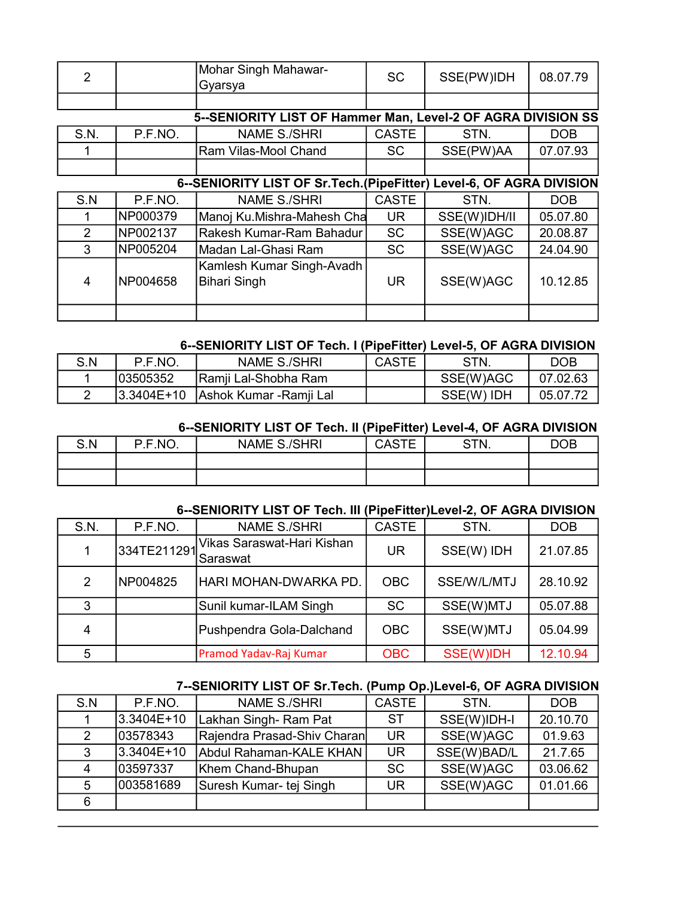| 2 | | Mohar Singh Mahawar-Gyarsya | SC | SSE(PW)IDH | 08.07.79 |
|---|---|---|---|---|---|
| | | | | | |

## 5--SENIORITY LIST OF Hammer Man, Level-2 OF AGRA DIVISION SS

| S.N. | P.F.NO. | NAME S./SHRI | CASTE | STN. | DOB |
|---|---|---|---|---|---|
| 1 | | Ram Vilas-Mool Chand | SC | SSE(PW)AA | 07.07.93 |
| | | | | | |

## 6--SENIORITY LIST OF Sr.Tech.(PipeFitter) Level-6, OF AGRA DIVISION

| S.N | P.F.NO. | NAME S./SHRI | CASTE | STN. | DOB |
|---|---|---|---|---|---|
| 1 | NP000379 | Manoj Ku.Mishra-Mahesh Cha | UR | SSE(W)IDH/II | 05.07.80 |
| 2 | NP002137 | Rakesh Kumar-Ram Bahadur | SC | SSE(W)AGC | 20.08.87 |
| 3 | NP005204 | Madan Lal-Ghasi Ram | SC | SSE(W)AGC | 24.04.90 |
| 4 | NP004658 | Kamlesh Kumar Singh-Avadh Bihari Singh | UR | SSE(W)AGC | 10.12.85 |
| | | | | | |

## 6--SENIORITY LIST OF Tech. I (PipeFitter) Level-5, OF AGRA DIVISION

| S.N | P.F.NO. | NAME S./SHRI | CASTE | STN. | DOB |
|---|---|---|---|---|---|
| 1 | 03505352 | Ramji Lal-Shobha Ram | | SSE(W)AGC | 07.02.63 |
| 2 | 3.3404E+10 | Ashok Kumar -Ramji Lal | | SSE(W) IDH | 05.07.72 |

## 6--SENIORITY LIST OF Tech. II (PipeFitter) Level-4, OF AGRA DIVISION

| S.N | P.F.NO. | NAME S./SHRI | CASTE | STN. | DOB |
|---|---|---|---|---|---|
| | | | | | |
| | | | | | |

## 6--SENIORITY LIST OF Tech. III (PipeFitter)Level-2, OF AGRA DIVISION

| S.N. | P.F.NO. | NAME S./SHRI | CASTE | STN. | DOB |
|---|---|---|---|---|---|
| 1 | 334TE211291 | Vikas Saraswat-Hari Kishan Saraswat | UR | SSE(W) IDH | 21.07.85 |
| 2 | NP004825 | HARI MOHAN-DWARKA PD. | OBC | SSE/W/L/MTJ | 28.10.92 |
| 3 | | Sunil kumar-ILAM Singh | SC | SSE(W)MTJ | 05.07.88 |
| 4 | | Pushpendra Gola-Dalchand | OBC | SSE(W)MTJ | 05.04.99 |
| 5 | | Pramod Yadav-Raj Kumar | OBC | SSE(W)IDH | 12.10.94 |

## 7--SENIORITY LIST OF Sr.Tech. (Pump Op.)Level-6, OF AGRA DIVISION

| S.N | P.F.NO. | NAME S./SHRI | CASTE | STN. | DOB |
|---|---|---|---|---|---|
| 1 | 3.3404E+10 | Lakhan Singh- Ram Pat | ST | SSE(W)IDH-I | 20.10.70 |
| 2 | 03578343 | Rajendra Prasad-Shiv Charan | UR | SSE(W)AGC | 01.9.63 |
| 3 | 3.3404E+10 | Abdul Rahaman-KALE KHAN | UR | SSE(W)BAD/L | 21.7.65 |
| 4 | 03597337 | Khem Chand-Bhupan | SC | SSE(W)AGC | 03.06.62 |
| 5 | 003581689 | Suresh Kumar- tej Singh | UR | SSE(W)AGC | 01.01.66 |
| 6 | | | | | |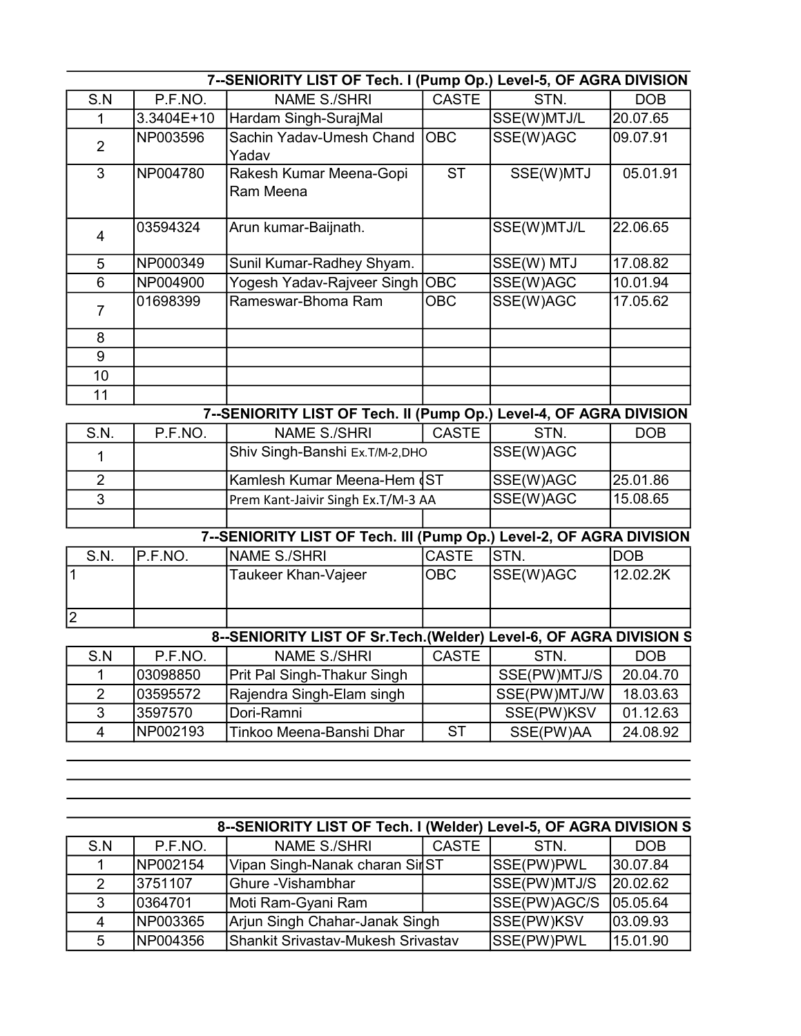### 7--SENIORITY LIST OF Tech. I (Pump Op.) Level-5, OF AGRA DIVISION

| S.N | P.F.NO. | NAME S./SHRI | CASTE | STN. | DOB |
|---|---|---|---|---|---|
| 1 | 3.3404E+10 | Hardam Singh-SurajMal | | SSE(W)MTJ/L | 20.07.65 |
| 2 | NP003596 | Sachin Yadav-Umesh Chand Yadav | OBC | SSE(W)AGC | 09.07.91 |
| 3 | NP004780 | Rakesh Kumar Meena-Gopi Ram Meena | ST | SSE(W)MTJ | 05.01.91 |
| 4 | 03594324 | Arun kumar-Baijnath. | | SSE(W)MTJ/L | 22.06.65 |
| 5 | NP000349 | Sunil Kumar-Radhey Shyam. | | SSE(W) MTJ | 17.08.82 |
| 6 | NP004900 | Yogesh Yadav-Rajveer Singh | OBC | SSE(W)AGC | 10.01.94 |
| 7 | 01698399 | Rameswar-Bhoma Ram | OBC | SSE(W)AGC | 17.05.62 |
| 8 | | | | | |
| 9 | | | | | |
| 10 | | | | | |
| 11 | | | | | |

### 7--SENIORITY LIST OF Tech. II (Pump Op.) Level-4, OF AGRA DIVISION

| S.N. | P.F.NO. | NAME S./SHRI | CASTE | STN. | DOB |
|---|---|---|---|---|---|
| 1 | | Shiv Singh-Banshi Ex.T/M-2,DHO | | SSE(W)AGC | |
| 2 | | Kamlesh Kumar Meena-Hem ( | ST | SSE(W)AGC | 25.01.86 |
| 3 | | Prem Kant-Jaivir Singh Ex.T/M-3 AA | | SSE(W)AGC | 15.08.65 |
| | | | | | |

### 7--SENIORITY LIST OF Tech. III (Pump Op.) Level-2, OF AGRA DIVISION

| S.N. | P.F.NO. | NAME S./SHRI | CASTE | STN. | DOB |
|---|---|---|---|---|---|
| 1 | | Taukeer Khan-Vajeer | OBC | SSE(W)AGC | 12.02.2K |
| 2 | | | | | |

### 8--SENIORITY LIST OF Sr.Tech.(Welder) Level-6, OF AGRA DIVISION S

| S.N | P.F.NO. | NAME S./SHRI | CASTE | STN. | DOB |
|---|---|---|---|---|---|
| 1 | 03098850 | Prit Pal Singh-Thakur Singh | | SSE(PW)MTJ/S | 20.04.70 |
| 2 | 03595572 | Rajendra Singh-Elam singh | | SSE(PW)MTJ/W | 18.03.63 |
| 3 | 3597570 | Dori-Ramni | | SSE(PW)KSV | 01.12.63 |
| 4 | NP002193 | Tinkoo Meena-Banshi Dhar | ST | SSE(PW)AA | 24.08.92 |

### 8--SENIORITY LIST OF Tech. I (Welder) Level-5, OF AGRA DIVISION S

| S.N | P.F.NO. | NAME S./SHRI | CASTE | STN. | DOB |
|---|---|---|---|---|---|
| 1 | NP002154 | Vipan Singh-Nanak charan Sir | ST | SSE(PW)PWL | 30.07.84 |
| 2 | 3751107 | Ghure -Vishambhar | | SSE(PW)MTJ/S | 20.02.62 |
| 3 | 0364701 | Moti Ram-Gyani Ram | | SSE(PW)AGC/S | 05.05.64 |
| 4 | NP003365 | Arjun Singh Chahar-Janak Singh | | SSE(PW)KSV | 03.09.93 |
| 5 | NP004356 | Shankit Srivastav-Mukesh Srivastav | | SSE(PW)PWL | 15.01.90 |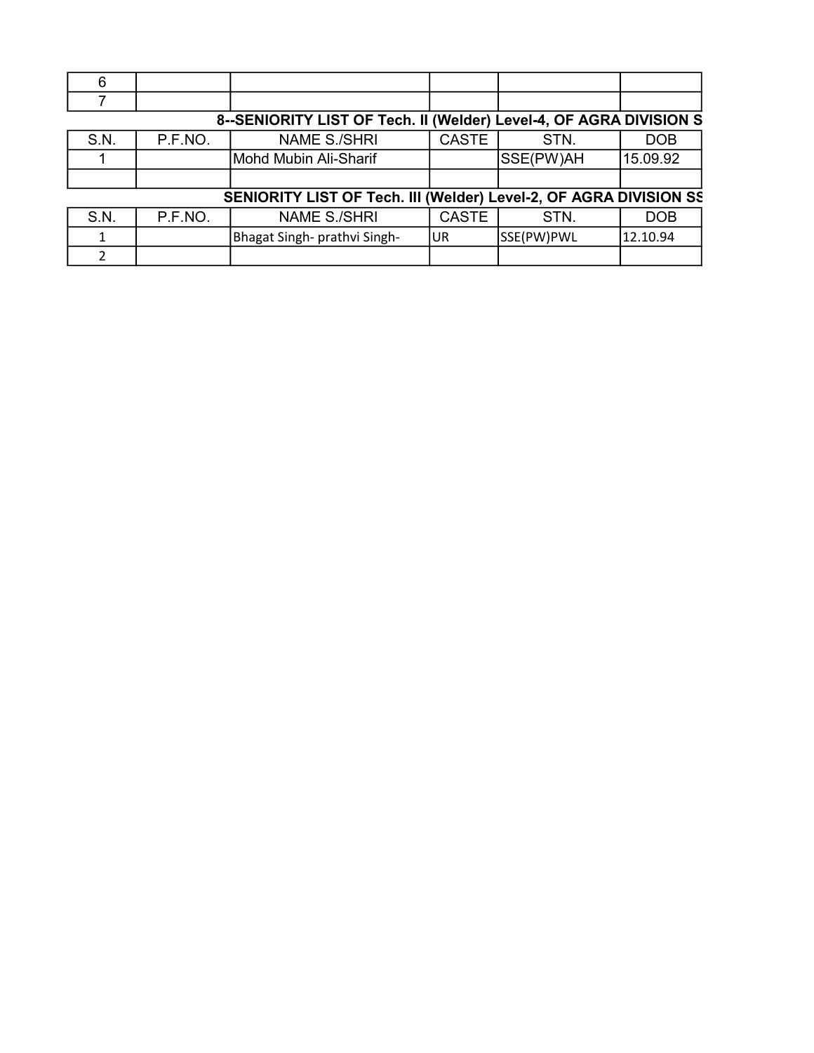| 6 | | | | | |
|---|---|---|---|---|---|
| 7 | | | | | |

**8--SENIORITY LIST OF Tech. II (Welder) Level-4, OF AGRA DIVISION S**

| S.N. | P.F.NO. | NAME S./SHRI | CASTE | STN. | DOB |
|---|---|---|---|---|---|
| 1 | | Mohd Mubin Ali-Sharif | | SSE(PW)AH | 15.09.92 |
| | | | | | |

**SENIORITY LIST OF Tech. III (Welder) Level-2, OF AGRA DIVISION SS**

| S.N. | P.F.NO. | NAME S./SHRI | CASTE | STN. | DOB |
|---|---|---|---|---|---|
| 1 | | Bhagat Singh- prathvi Singh- | UR | SSE(PW)PWL | 12.10.94 |
| 2 | | | | | |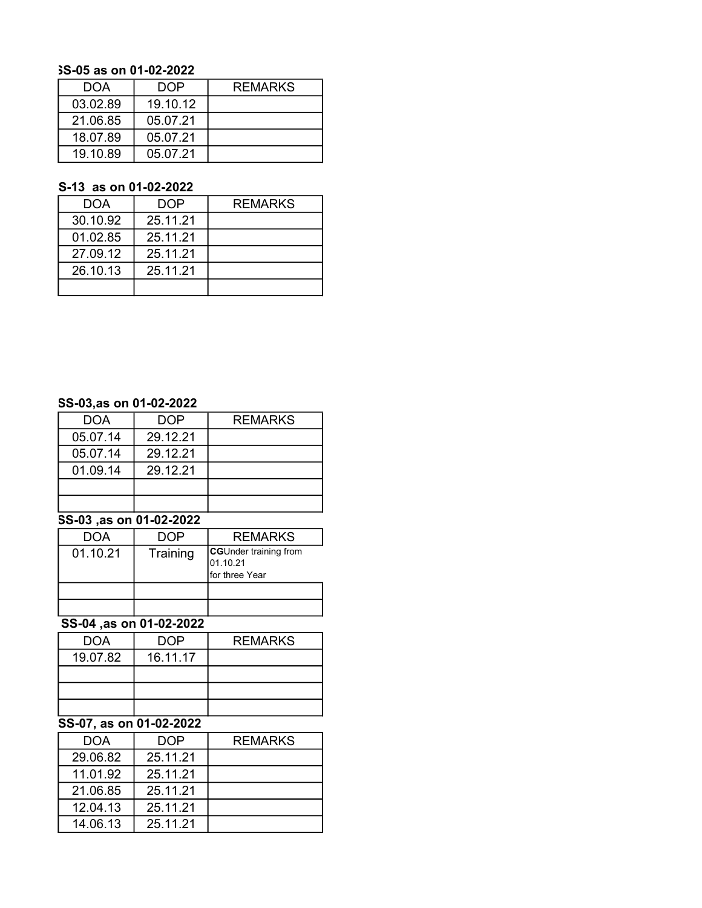**SS-05 as on 01-02-2022**

| DOA | DOP | REMARKS |
|---|---|---|
| 03.02.89 | 19.10.12 | |
| 21.06.85 | 05.07.21 | |
| 18.07.89 | 05.07.21 | |
| 19.10.89 | 05.07.21 | |

**S-13 as on 01-02-2022**

| DOA | DOP | REMARKS |
|---|---|---|
| 30.10.92 | 25.11.21 | |
| 01.02.85 | 25.11.21 | |
| 27.09.12 | 25.11.21 | |
| 26.10.13 | 25.11.21 | |
| | | |

**SS-03,as on 01-02-2022**

| DOA | DOP | REMARKS |
|---|---|---|
| 05.07.14 | 29.12.21 | |
| 05.07.14 | 29.12.21 | |
| 01.09.14 | 29.12.21 | |
| | | |
| | | |

**SS-03 ,as on 01-02-2022**

| DOA | DOP | REMARKS |
|---|---|---|
| 01.10.21 | Training | **CG**Under training from 01.10.21 for three Year |
| | | |
| | | |

**SS-04 ,as on 01-02-2022**

| DOA | DOP | REMARKS |
|---|---|---|
| 19.07.82 | 16.11.17 | |
| | | |
| | | |
| | | |

**SS-07, as on 01-02-2022**

| DOA | DOP | REMARKS |
|---|---|---|
| 29.06.82 | 25.11.21 | |
| 11.01.92 | 25.11.21 | |
| 21.06.85 | 25.11.21 | |
| 12.04.13 | 25.11.21 | |
| 14.06.13 | 25.11.21 | |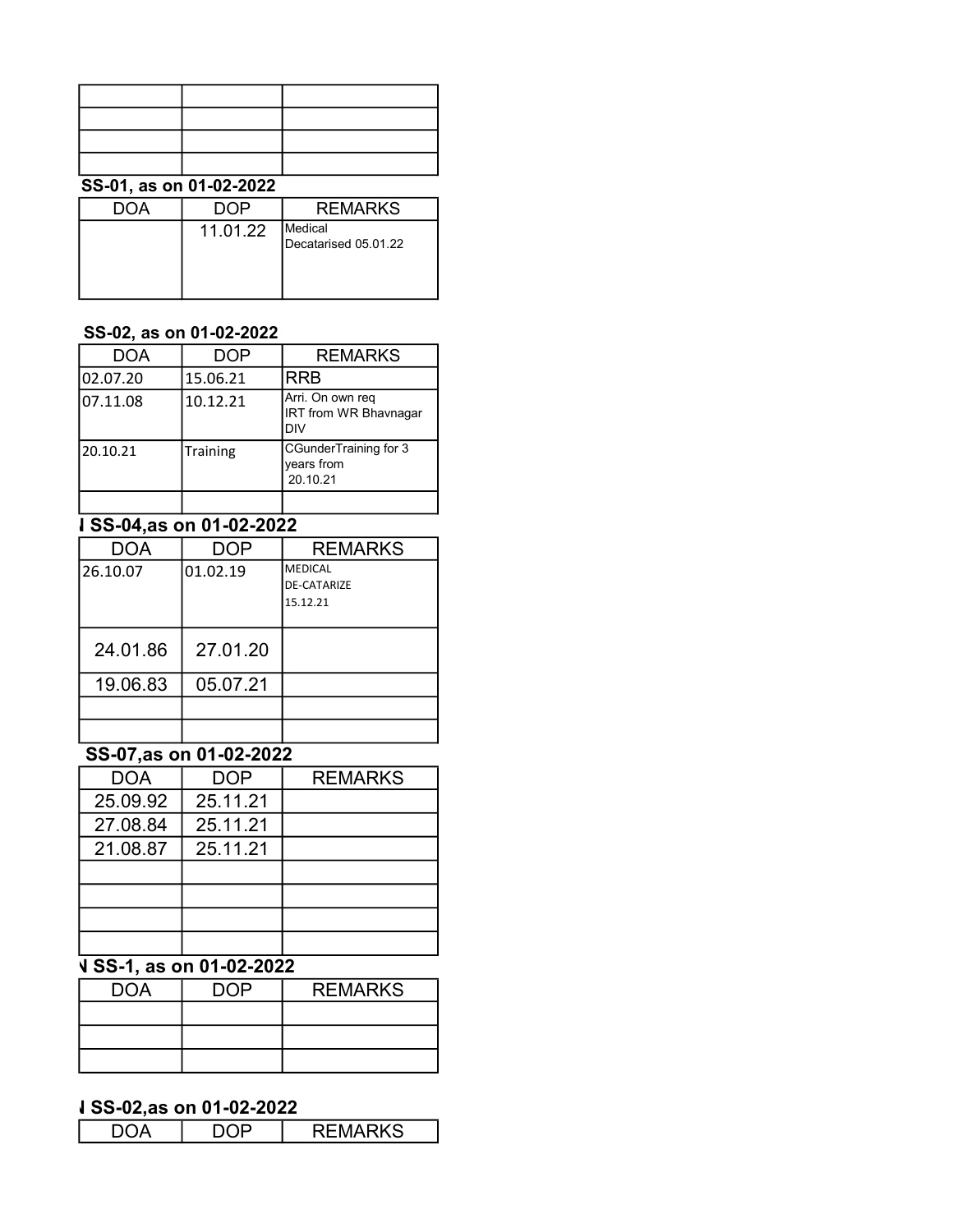| | | |
|---|---|---|
| | | |
| | | |
| | | |
| | | |

**SS-01, as on 01-02-2022**

| DOA | DOP | REMARKS |
|---|---|---|
| | 11.01.22 | Medical Decatarised 05.01.22 |

**SS-02, as on 01-02-2022**

| DOA | DOP | REMARKS |
|---|---|---|
| 02.07.20 | 15.06.21 | RRB |
| 07.11.08 | 10.12.21 | Arri. On own req IRT from WR Bhavnagar DIV |
| 20.10.21 | Training | CGunderTraining for 3 years from 20.10.21 |
| | | |

**l SS-04,as on 01-02-2022**

| DOA | DOP | REMARKS |
|---|---|---|
| 26.10.07 | 01.02.19 | MEDICAL DE-CATARIZE 15.12.21 |
| 24.01.86 | 27.01.20 | |
| 19.06.83 | 05.07.21 | |
| | | |
| | | |

**SS-07,as on 01-02-2022**

| DOA | DOP | REMARKS |
|---|---|---|
| 25.09.92 | 25.11.21 | |
| 27.08.84 | 25.11.21 | |
| 21.08.87 | 25.11.21 | |
| | | |
| | | |
| | | |
| | | |

**N SS-1, as on 01-02-2022**

| DOA | DOP | REMARKS |
|---|---|---|
| | | |
| | | |
| | | |

**l SS-02,as on 01-02-2022**

| DOA | DOP | REMARKS |
|---|---|---|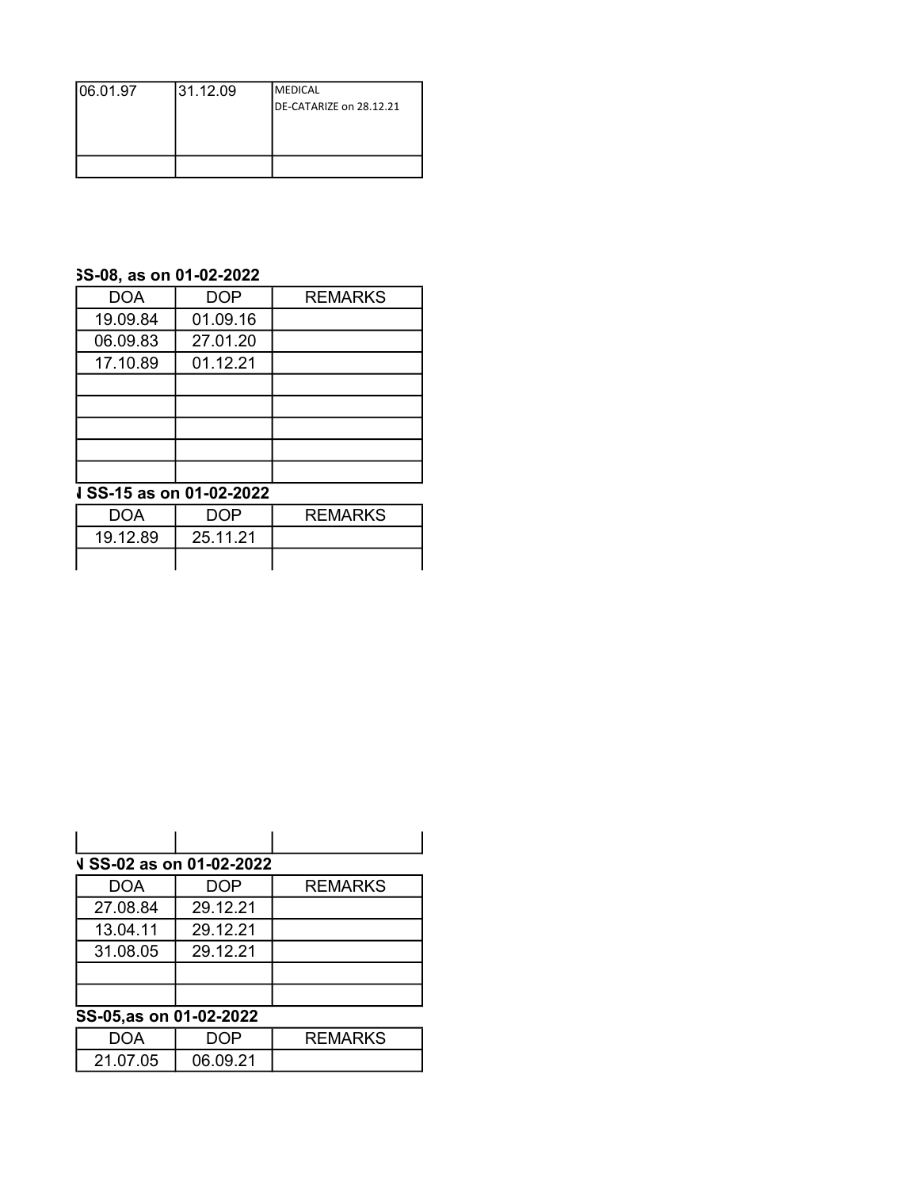| | | |
|---|---|---|
| 06.01.97 | 31.12.09 | MEDICAL DE-CATARIZE on 28.12.21 |
| | | |

**SS-08, as on 01-02-2022**

| DOA | DOP | REMARKS |
|---|---|---|
| 19.09.84 | 01.09.16 | |
| 06.09.83 | 27.01.20 | |
| 17.10.89 | 01.12.21 | |
| | | |
| | | |
| | | |
| | | |
| | | |

**N SS-15 as on 01-02-2022**

| DOA | DOP | REMARKS |
|---|---|---|
| 19.12.89 | 25.11.21 | |
| | | |

| | | |
|---|---|---|
| | | |

**N SS-02 as on 01-02-2022**

| DOA | DOP | REMARKS |
|---|---|---|
| 27.08.84 | 29.12.21 | |
| 13.04.11 | 29.12.21 | |
| 31.08.05 | 29.12.21 | |
| | | |
| | | |

**SS-05,as on 01-02-2022**

| DOA | DOP | REMARKS |
|---|---|---|
| 21.07.05 | 06.09.21 | |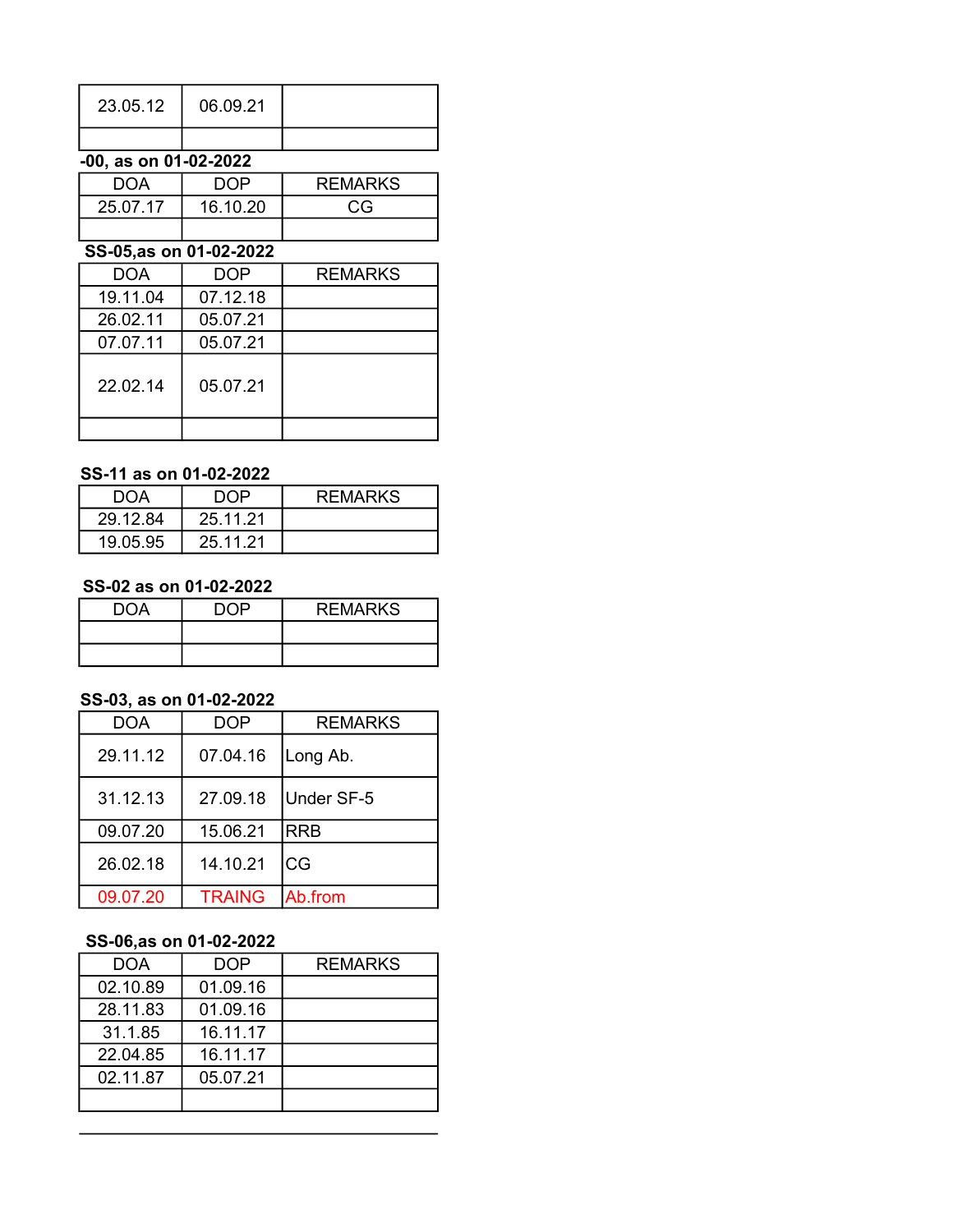| | | |
|---|---|---|
| 23.05.12 | 06.09.21 | |
| | | |

**-00, as on 01-02-2022**

| DOA | DOP | REMARKS |
|---|---|---|
| 25.07.17 | 16.10.20 | CG |
| | | |

**SS-05,as on 01-02-2022**

| DOA | DOP | REMARKS |
|---|---|---|
| 19.11.04 | 07.12.18 | |
| 26.02.11 | 05.07.21 | |
| 07.07.11 | 05.07.21 | |
| 22.02.14 | 05.07.21 | |
| | | |

**SS-11 as on 01-02-2022**

| DOA | DOP | REMARKS |
|---|---|---|
| 29.12.84 | 25.11.21 | |
| 19.05.95 | 25.11.21 | |

**SS-02 as on 01-02-2022**

| DOA | DOP | REMARKS |
|---|---|---|
| | | |
| | | |

**SS-03, as on 01-02-2022**

| DOA | DOP | REMARKS |
|---|---|---|
| 29.11.12 | 07.04.16 | Long Ab. |
| 31.12.13 | 27.09.18 | Under SF-5 |
| 09.07.20 | 15.06.21 | RRB |
| 26.02.18 | 14.10.21 | CG |
| 09.07.20 | TRAING | Ab.from |

**SS-06,as on 01-02-2022**

| DOA | DOP | REMARKS |
|---|---|---|
| 02.10.89 | 01.09.16 | |
| 28.11.83 | 01.09.16 | |
| 31.1.85 | 16.11.17 | |
| 22.04.85 | 16.11.17 | |
| 02.11.87 | 05.07.21 | |
| | | |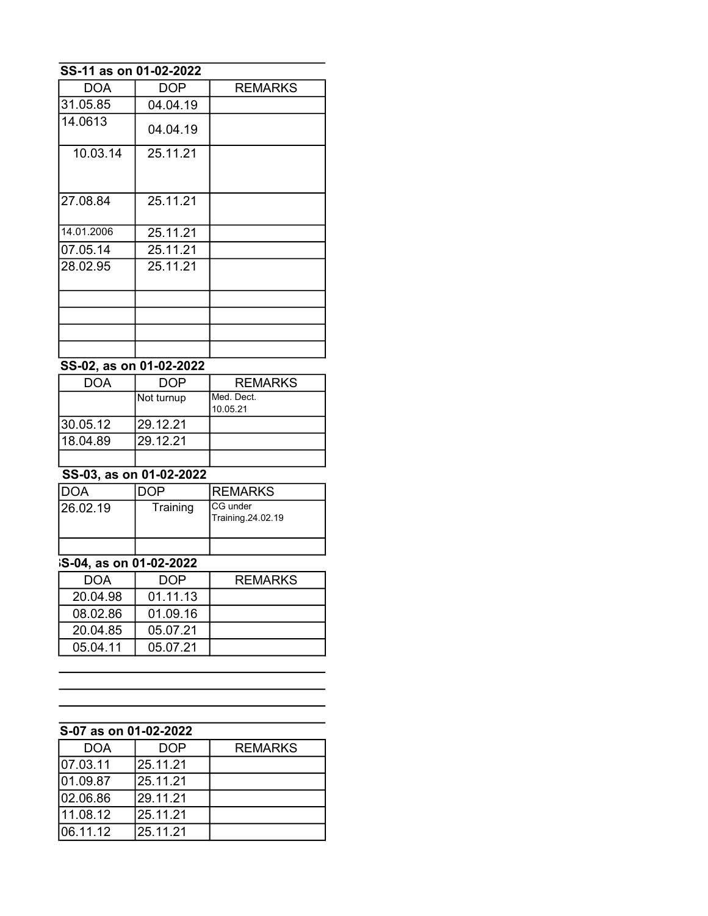**SS-11 as on 01-02-2022**

| DOA | DOP | REMARKS |
|---|---|---|
| 31.05.85 | 04.04.19 | |
| 14.0613 | 04.04.19 | |
| 10.03.14 | 25.11.21 | |
| 27.08.84 | 25.11.21 | |
| 14.01.2006 | 25.11.21 | |
| 07.05.14 | 25.11.21 | |
| 28.02.95 | 25.11.21 | |
| | | |
| | | |
| | | |
| | | |

**SS-02, as on 01-02-2022**

| DOA | DOP | REMARKS |
|---|---|---|
| | Not turnup | Med. Dect. 10.05.21 |
| 30.05.12 | 29.12.21 | |
| 18.04.89 | 29.12.21 | |
| | | |

**SS-03, as on 01-02-2022**

| DOA | DOP | REMARKS |
|---|---|---|
| 26.02.19 | Training | CG under Training.24.02.19 |
| | | |

**;S-04, as on 01-02-2022**

| DOA | DOP | REMARKS |
|---|---|---|
| 20.04.98 | 01.11.13 | |
| 08.02.86 | 01.09.16 | |
| 20.04.85 | 05.07.21 | |
| 05.04.11 | 05.07.21 | |

**S-07 as on 01-02-2022**

| DOA | DOP | REMARKS |
|---|---|---|
| 07.03.11 | 25.11.21 | |
| 01.09.87 | 25.11.21 | |
| 02.06.86 | 29.11.21 | |
| 11.08.12 | 25.11.21 | |
| 06.11.12 | 25.11.21 | |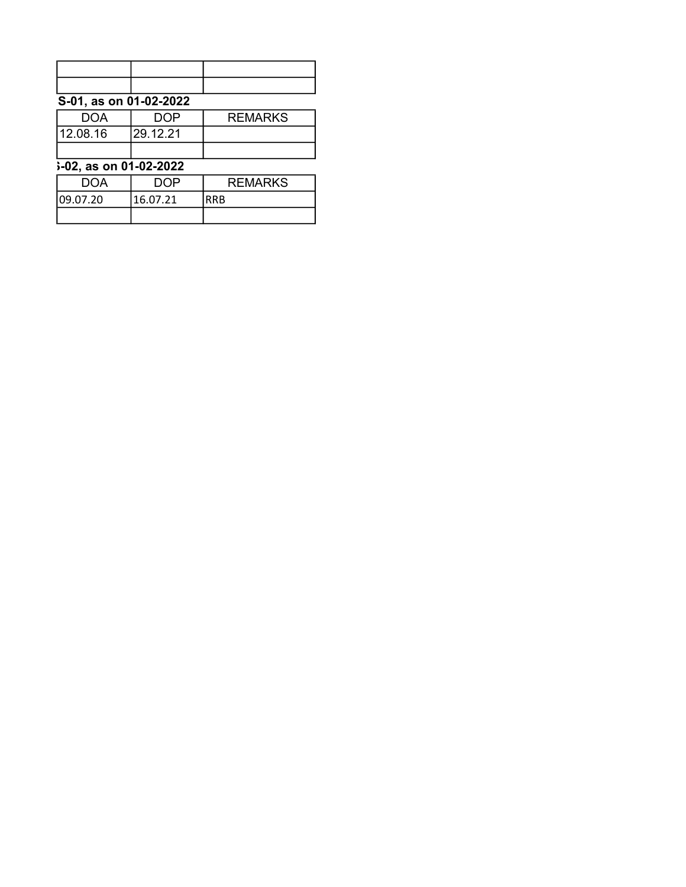| | | |
|---|---|---|
| | | |
| | | |

**S-01, as on 01-02-2022**

| DOA | DOP | REMARKS |
|---|---|---|
| 12.08.16 | 29.12.21 | |
| | | |

**-02, as on 01-02-2022**

| DOA | DOP | REMARKS |
|---|---|---|
| 09.07.20 | 16.07.21 | RRB |
| | | |